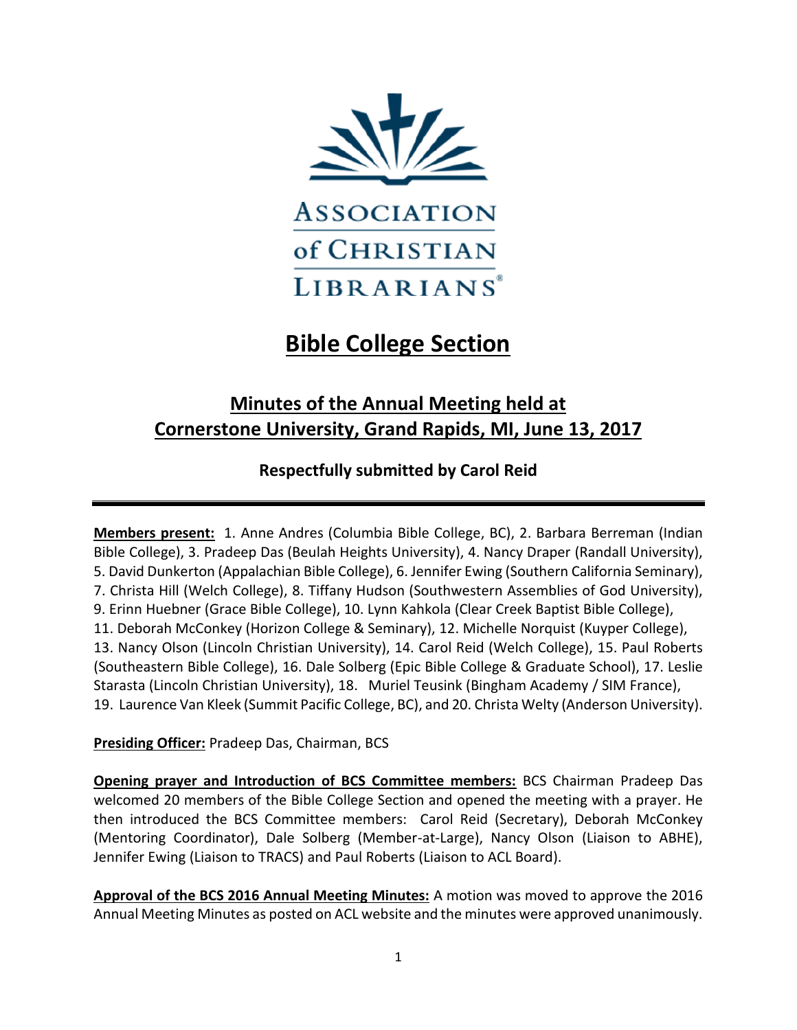ASSOCIATION of CHRISTIAN LIBRARIANS®

# Bible College Section

## Minutes of the Annual Meeting held at Cornerstone University, Grand Rapids, MI, June 13, 2017

### Respectfully submitted by Carol Reid

---

**Members present:** 1. Anne Andres (Columbia Bible College, BC), 2. Barbara Berreman (Indian Bible College), 3. Pradeep Das (Beulah Heights University), 4. Nancy Draper (Randall University), 5. David Dunkerton (Appalachian Bible College), 6. Jennifer Ewing (Southern California Seminary), 7. Christa Hill (Welch College), 8. Tiffany Hudson (Southwestern Assemblies of God University), 9. Erinn Huebner (Grace Bible College), 10. Lynn Kahkola (Clear Creek Baptist Bible College), 11. Deborah McConkey (Horizon College & Seminary), 12. Michelle Norquist (Kuyper College), 13. Nancy Olson (Lincoln Christian University), 14. Carol Reid (Welch College), 15. Paul Roberts (Southeastern Bible College), 16. Dale Solberg (Epic Bible College & Graduate School), 17. Leslie Starasta (Lincoln Christian University), 18. Muriel Teusink (Bingham Academy / SIM France), 19. Laurence Van Kleek (Summit Pacific College, BC), and 20. Christa Welty (Anderson University).

**Presiding Officer:** Pradeep Das, Chairman, BCS

**Opening prayer and Introduction of BCS Committee members:** BCS Chairman Pradeep Das welcomed 20 members of the Bible College Section and opened the meeting with a prayer. He then introduced the BCS Committee members: Carol Reid (Secretary), Deborah McConkey (Mentoring Coordinator), Dale Solberg (Member-at-Large), Nancy Olson (Liaison to ABHE), Jennifer Ewing (Liaison to TRACS) and Paul Roberts (Liaison to ACL Board).

**Approval of the BCS 2016 Annual Meeting Minutes:** A motion was moved to approve the 2016 Annual Meeting Minutes as posted on ACL website and the minutes were approved unanimously.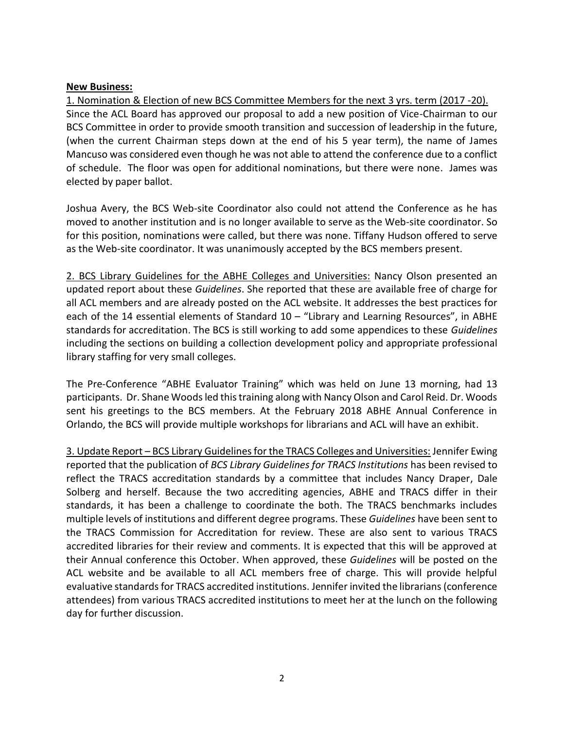**New Business:**

1. Nomination & Election of new BCS Committee Members for the next 3 yrs. term (2017 -20).

Since the ACL Board has approved our proposal to add a new position of Vice-Chairman to our BCS Committee in order to provide smooth transition and succession of leadership in the future, (when the current Chairman steps down at the end of his 5 year term), the name of James Mancuso was considered even though he was not able to attend the conference due to a conflict of schedule. The floor was open for additional nominations, but there were none. James was elected by paper ballot.

Joshua Avery, the BCS Web-site Coordinator also could not attend the Conference as he has moved to another institution and is no longer available to serve as the Web-site coordinator. So for this position, nominations were called, but there was none. Tiffany Hudson offered to serve as the Web-site coordinator. It was unanimously accepted by the BCS members present.

2. BCS Library Guidelines for the ABHE Colleges and Universities: Nancy Olson presented an updated report about these *Guidelines*. She reported that these are available free of charge for all ACL members and are already posted on the ACL website. It addresses the best practices for each of the 14 essential elements of Standard 10 – "Library and Learning Resources", in ABHE standards for accreditation. The BCS is still working to add some appendices to these *Guidelines* including the sections on building a collection development policy and appropriate professional library staffing for very small colleges.

The Pre-Conference "ABHE Evaluator Training" which was held on June 13 morning, had 13 participants. Dr. Shane Woods led this training along with Nancy Olson and Carol Reid. Dr. Woods sent his greetings to the BCS members. At the February 2018 ABHE Annual Conference in Orlando, the BCS will provide multiple workshops for librarians and ACL will have an exhibit.

3. Update Report – BCS Library Guidelines for the TRACS Colleges and Universities: Jennifer Ewing reported that the publication of *BCS Library Guidelines for TRACS Institutions* has been revised to reflect the TRACS accreditation standards by a committee that includes Nancy Draper, Dale Solberg and herself. Because the two accrediting agencies, ABHE and TRACS differ in their standards, it has been a challenge to coordinate the both. The TRACS benchmarks includes multiple levels of institutions and different degree programs. These *Guidelines* have been sent to the TRACS Commission for Accreditation for review. These are also sent to various TRACS accredited libraries for their review and comments. It is expected that this will be approved at their Annual conference this October. When approved, these *Guidelines* will be posted on the ACL website and be available to all ACL members free of charge. This will provide helpful evaluative standards for TRACS accredited institutions. Jennifer invited the librarians (conference attendees) from various TRACS accredited institutions to meet her at the lunch on the following day for further discussion.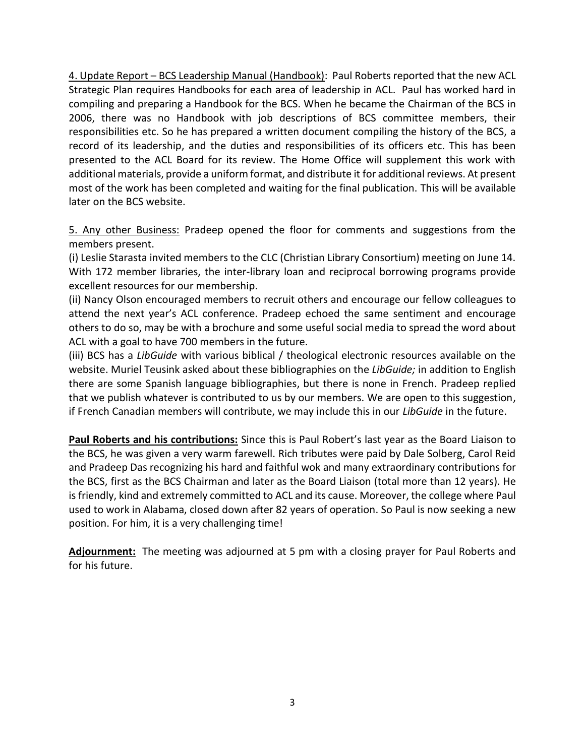4. Update Report – BCS Leadership Manual (Handbook): Paul Roberts reported that the new ACL Strategic Plan requires Handbooks for each area of leadership in ACL. Paul has worked hard in compiling and preparing a Handbook for the BCS. When he became the Chairman of the BCS in 2006, there was no Handbook with job descriptions of BCS committee members, their responsibilities etc. So he has prepared a written document compiling the history of the BCS, a record of its leadership, and the duties and responsibilities of its officers etc. This has been presented to the ACL Board for its review. The Home Office will supplement this work with additional materials, provide a uniform format, and distribute it for additional reviews. At present most of the work has been completed and waiting for the final publication. This will be available later on the BCS website.

5. Any other Business: Pradeep opened the floor for comments and suggestions from the members present.

(i) Leslie Starasta invited members to the CLC (Christian Library Consortium) meeting on June 14. With 172 member libraries, the inter-library loan and reciprocal borrowing programs provide excellent resources for our membership.

(ii) Nancy Olson encouraged members to recruit others and encourage our fellow colleagues to attend the next year's ACL conference. Pradeep echoed the same sentiment and encourage others to do so, may be with a brochure and some useful social media to spread the word about ACL with a goal to have 700 members in the future.

(iii) BCS has a *LibGuide* with various biblical / theological electronic resources available on the website. Muriel Teusink asked about these bibliographies on the *LibGuide;* in addition to English there are some Spanish language bibliographies, but there is none in French. Pradeep replied that we publish whatever is contributed to us by our members. We are open to this suggestion, if French Canadian members will contribute, we may include this in our *LibGuide* in the future.

**Paul Roberts and his contributions:** Since this is Paul Robert's last year as the Board Liaison to the BCS, he was given a very warm farewell. Rich tributes were paid by Dale Solberg, Carol Reid and Pradeep Das recognizing his hard and faithful wok and many extraordinary contributions for the BCS, first as the BCS Chairman and later as the Board Liaison (total more than 12 years). He is friendly, kind and extremely committed to ACL and its cause. Moreover, the college where Paul used to work in Alabama, closed down after 82 years of operation. So Paul is now seeking a new position. For him, it is a very challenging time!

**Adjournment:** The meeting was adjourned at 5 pm with a closing prayer for Paul Roberts and for his future.